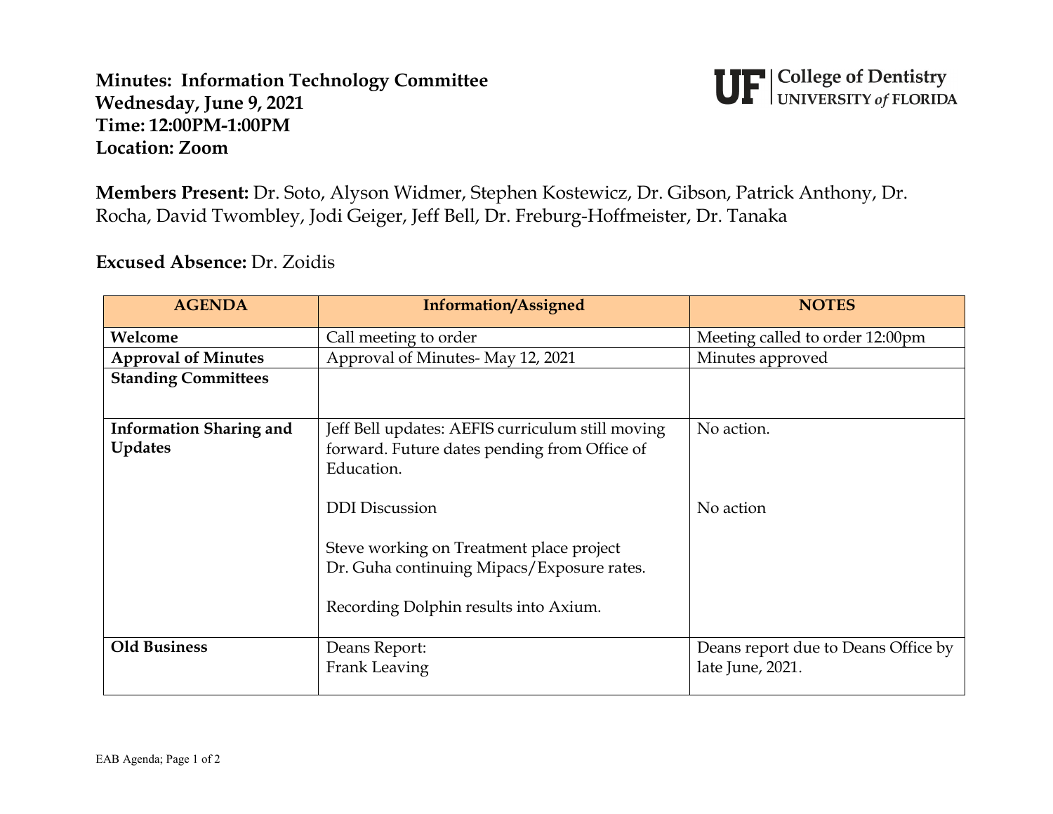**Minutes: Information Technology Committee**
**Wednesday, June 9, 2021**
**Time: 12:00PM-1:00PM**
**Location: Zoom**

UF | College of Dentistry
UNIVERSITY *of* FLORIDA

**Members Present:** Dr. Soto, Alyson Widmer, Stephen Kostewicz, Dr. Gibson, Patrick Anthony, Dr. Rocha, David Twombley, Jodi Geiger, Jeff Bell, Dr. Freburg-Hoffmeister, Dr. Tanaka

**Excused Absence:** Dr. Zoidis

| AGENDA | Information/Assigned | NOTES |
|---|---|---|
| **Welcome** | Call meeting to order | Meeting called to order 12:00pm |
| **Approval of Minutes** | Approval of Minutes- May 12, 2021 | Minutes approved |
| **Standing Committees** | | |
| **Information Sharing and Updates** | Jeff Bell updates: AEFIS curriculum still moving forward. Future dates pending from Office of Education.<br><br>DDI Discussion<br><br>Steve working on Treatment place project<br>Dr. Guha continuing Mipacs/Exposure rates.<br><br>Recording Dolphin results into Axium. | No action.<br><br><br><br>No action |
| **Old Business** | Deans Report:<br>Frank Leaving | Deans report due to Deans Office by late June, 2021. |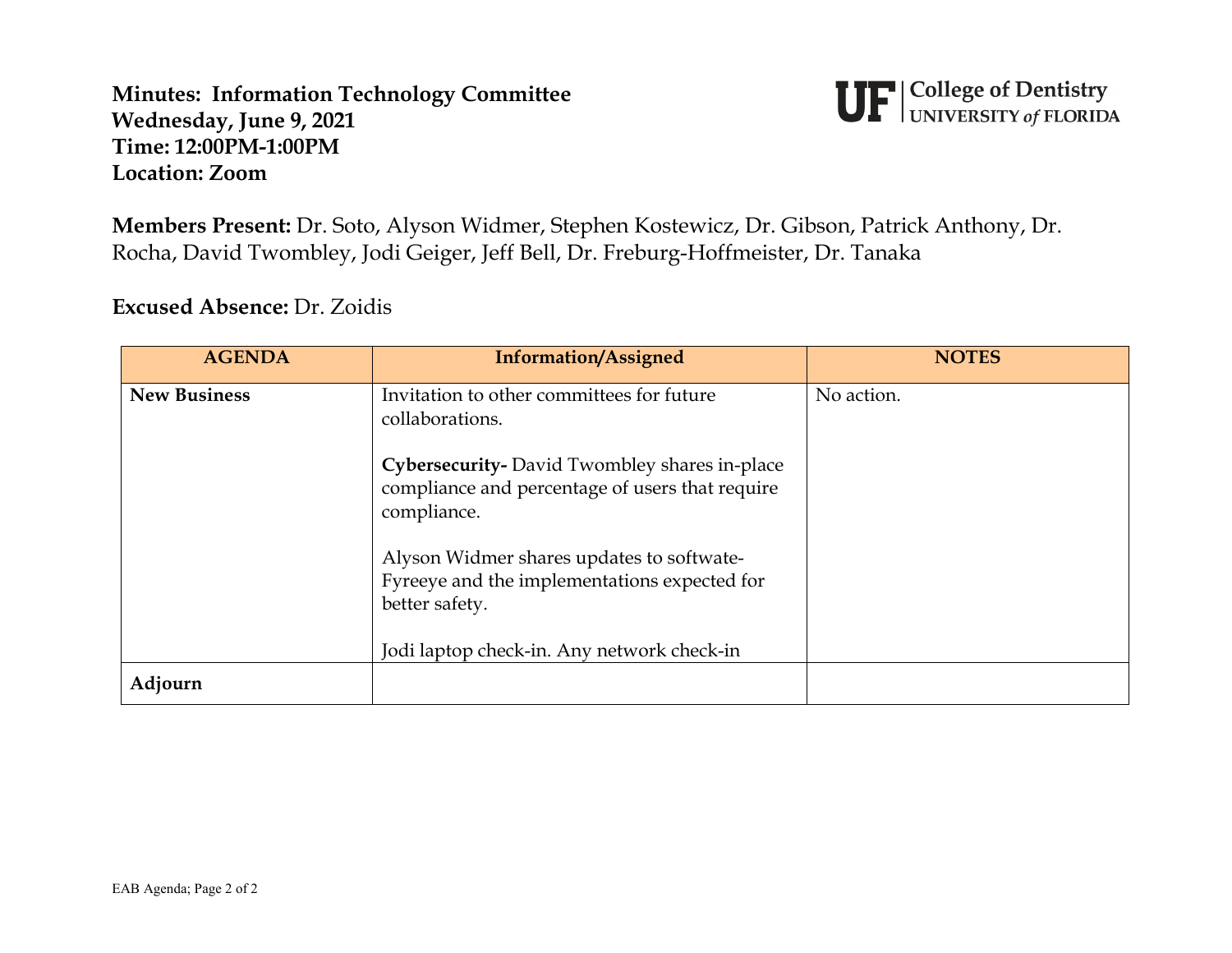**Minutes: Information Technology Committee**
**Wednesday, June 9, 2021**
**Time: 12:00PM-1:00PM**
**Location: Zoom**

UF | College of Dentistry
UNIVERSITY *of* FLORIDA

**Members Present:** Dr. Soto, Alyson Widmer, Stephen Kostewicz, Dr. Gibson, Patrick Anthony, Dr. Rocha, David Twombley, Jodi Geiger, Jeff Bell, Dr. Freburg-Hoffmeister, Dr. Tanaka

**Excused Absence:** Dr. Zoidis

| AGENDA | Information/Assigned | NOTES |
|---|---|---|
| **New Business** | Invitation to other committees for future collaborations.<br><br>**Cybersecurity-** David Twombley shares in-place compliance and percentage of users that require compliance.<br><br>Alyson Widmer shares updates to softwate- Fyreeye and the implementations expected for better safety.<br><br>Jodi laptop check-in. Any network check-in | No action. |
| **Adjourn** | | |

EAB Agenda; Page 2 of 2